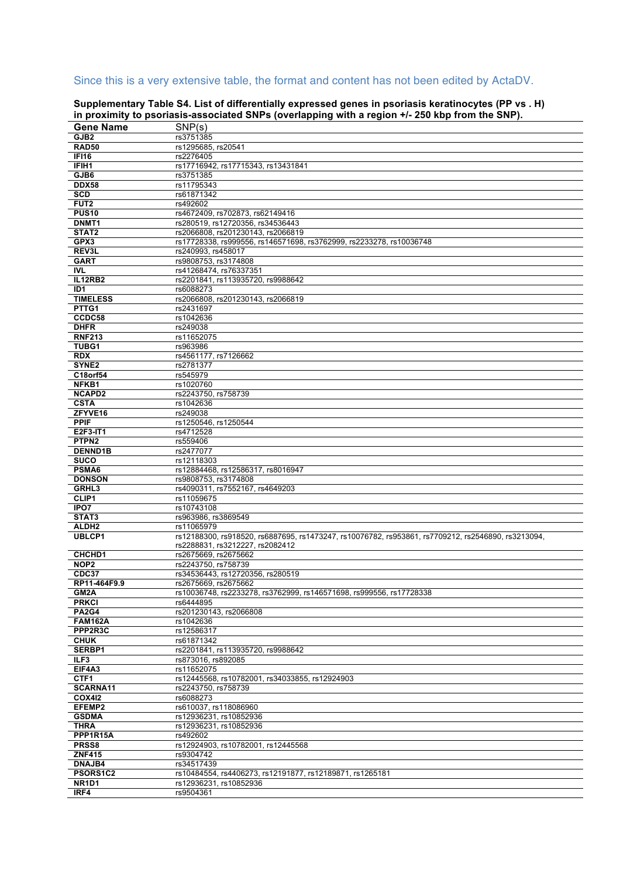Since this is a very extensive table, the format and content has not been edited by ActaDV.

**Supplementary Table S4. List of differentially expressed genes in psoriasis keratinocytes (PP vs . H) in proximity to psoriasis-associated SNPs (overlapping with a region +/- 250 kbp from the SNP).**

| Gene Name | SNP(s) |
|---|---|
| **GJB2** | rs3751385 |
| **RAD50** | rs1295685, rs20541 |
| **IFI16** | rs2276405 |
| **IFIH1** | rs17716942, rs17715343, rs13431841 |
| **GJB6** | rs3751385 |
| **DDX58** | rs11795343 |
| **SCD** | rs61871342 |
| **FUT2** | rs492602 |
| **PUS10** | rs4672409, rs702873, rs62149416 |
| **DNMT1** | rs280519, rs12720356, rs34536443 |
| **STAT2** | rs2066808, rs201230143, rs2066819 |
| **GPX3** | rs17728338, rs999556, rs146571698, rs3762999, rs2233278, rs10036748 |
| **REV3L** | rs240993, rs458017 |
| **GART** | rs9808753, rs3174808 |
| **IVL** | rs41268474, rs76337351 |
| **IL12RB2** | rs2201841, rs113935720, rs9988642 |
| **ID1** | rs6088273 |
| **TIMELESS** | rs2066808, rs201230143, rs2066819 |
| **PTTG1** | rs2431697 |
| **CCDC58** | rs1042636 |
| **DHFR** | rs249038 |
| **RNF213** | rs11652075 |
| **TUBG1** | rs963986 |
| **RDX** | rs4561177, rs7126662 |
| **SYNE2** | rs2781377 |
| **C18orf54** | rs545979 |
| **NFKB1** | rs1020760 |
| **NCAPD2** | rs2243750, rs758739 |
| **CSTA** | rs1042636 |
| **ZFYVE16** | rs249038 |
| **PPIF** | rs1250546, rs1250544 |
| **E2F3-IT1** | rs4712528 |
| **PTPN2** | rs559406 |
| **DENND1B** | rs2477077 |
| **SUCO** | rs12118303 |
| **PSMA6** | rs12884468, rs12586317, rs8016947 |
| **DONSON** | rs9808753, rs3174808 |
| **GRHL3** | rs4090311, rs7552167, rs4649203 |
| **CLIP1** | rs11059675 |
| **IPO7** | rs10743108 |
| **STAT3** | rs963986, rs3869549 |
| **ALDH2** | rs11065979 |
| **UBLCP1** | rs12188300, rs918520, rs6887695, rs1473247, rs10076782, rs953861, rs7709212, rs2546890, rs3213094, rs2288831, rs3212227, rs2082412 |
| **CHCHD1** | rs2675669, rs2675662 |
| **NOP2** | rs2243750, rs758739 |
| **CDC37** | rs34536443, rs12720356, rs280519 |
| **RP11-464F9.9** | rs2675669, rs2675662 |
| **GM2A** | rs10036748, rs2233278, rs3762999, rs146571698, rs999556, rs17728338 |
| **PRKCI** | rs6444895 |
| **PA2G4** | rs201230143, rs2066808 |
| **FAM162A** | rs1042636 |
| **PPP2R3C** | rs12586317 |
| **CHUK** | rs61871342 |
| **SERBP1** | rs2201841, rs113935720, rs9988642 |
| **ILF3** | rs873016, rs892085 |
| **EIF4A3** | rs11652075 |
| **CTF1** | rs12445568, rs10782001, rs34033855, rs12924903 |
| **SCARNA11** | rs2243750, rs758739 |
| **COX4I2** | rs6088273 |
| **EFEMP2** | rs610037, rs118086960 |
| **GSDMA** | rs12936231, rs10852936 |
| **THRA** | rs12936231, rs10852936 |
| **PPP1R15A** | rs492602 |
| **PRSS8** | rs12924903, rs10782001, rs12445568 |
| **ZNF415** | rs9304742 |
| **DNAJB4** | rs34517439 |
| **PSORS1C2** | rs10484554, rs4406273, rs12191877, rs12189871, rs1265181 |
| **NR1D1** | rs12936231, rs10852936 |
| **IRF4** | rs9504361 |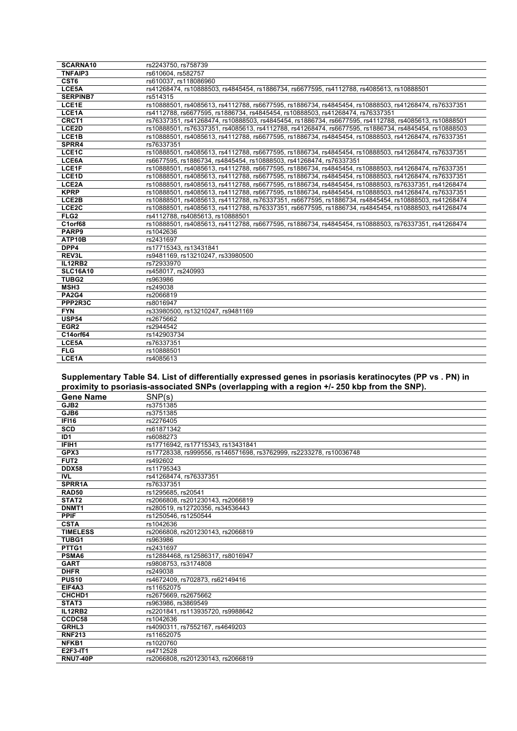| | |
|---|---|
| **SCARNA10** | rs2243750, rs758739 |
| **TNFAIP3** | rs610604, rs582757 |
| **CST6** | rs610037, rs118086960 |
| **LCE5A** | rs41268474, rs10888503, rs4845454, rs1886734, rs6677595, rs4112788, rs4085613, rs10888501 |
| **SERPINB7** | rs514315 |
| **LCE1E** | rs10888501, rs4085613, rs4112788, rs6677595, rs1886734, rs4845454, rs10888503, rs41268474, rs76337351 |
| **LCE1A** | rs4112788, rs6677595, rs1886734, rs4845454, rs10888503, rs41268474, rs76337351 |
| **CRCT1** | rs76337351, rs41268474, rs10888503, rs4845454, rs1886734, rs6677595, rs4112788, rs4085613, rs10888501 |
| **LCE2D** | rs10888501, rs76337351, rs4085613, rs4112788, rs41268474, rs6677595, rs1886734, rs4845454, rs10888503 |
| **LCE1B** | rs10888501, rs4085613, rs4112788, rs6677595, rs1886734, rs4845454, rs10888503, rs41268474, rs76337351 |
| **SPRR4** | rs76337351 |
| **LCE1C** | rs10888501, rs4085613, rs4112788, rs6677595, rs1886734, rs4845454, rs10888503, rs41268474, rs76337351 |
| **LCE6A** | rs6677595, rs1886734, rs4845454, rs10888503, rs41268474, rs76337351 |
| **LCE1F** | rs10888501, rs4085613, rs4112788, rs6677595, rs1886734, rs4845454, rs10888503, rs41268474, rs76337351 |
| **LCE1D** | rs10888501, rs4085613, rs4112788, rs6677595, rs1886734, rs4845454, rs10888503, rs41268474, rs76337351 |
| **LCE2A** | rs10888501, rs4085613, rs4112788, rs6677595, rs1886734, rs4845454, rs10888503, rs76337351, rs41268474 |
| **KPRP** | rs10888501, rs4085613, rs4112788, rs6677595, rs1886734, rs4845454, rs10888503, rs41268474, rs76337351 |
| **LCE2B** | rs10888501, rs4085613, rs4112788, rs76337351, rs6677595, rs1886734, rs4845454, rs10888503, rs41268474 |
| **LCE2C** | rs10888501, rs4085613, rs4112788, rs76337351, rs6677595, rs1886734, rs4845454, rs10888503, rs41268474 |
| **FLG2** | rs4112788, rs4085613, rs10888501 |
| **C1orf68** | rs10888501, rs4085613, rs4112788, rs6677595, rs1886734, rs4845454, rs10888503, rs76337351, rs41268474 |
| **PARP9** | rs1042636 |
| **ATP10B** | rs2431697 |
| **DPP4** | rs17715343, rs13431841 |
| **REV3L** | rs9481169, rs13210247, rs33980500 |
| **IL12RB2** | rs72933970 |
| **SLC16A10** | rs458017, rs240993 |
| **TUBG2** | rs963986 |
| **MSH3** | rs249038 |
| **PA2G4** | rs2066819 |
| **PPP2R3C** | rs8016947 |
| **FYN** | rs33980500, rs13210247, rs9481169 |
| **USP54** | rs2675662 |
| **EGR2** | rs2944542 |
| **C14orf64** | rs142903734 |
| **LCE5A** | rs76337351 |
| **FLG** | rs10888501 |
| **LCE1A** | rs4085613 |

**Supplementary Table S4. List of differentially expressed genes in psoriasis keratinocytes (PP vs . PN) in proximity to psoriasis-associated SNPs (overlapping with a region +/- 250 kbp from the SNP).**

| Gene Name | SNP(s) |
|---|---|
| **GJB2** | rs3751385 |
| **GJB6** | rs3751385 |
| **IFI16** | rs2276405 |
| **SCD** | rs61871342 |
| **ID1** | rs6088273 |
| **IFIH1** | rs17716942, rs17715343, rs13431841 |
| **GPX3** | rs17728338, rs999556, rs146571698, rs3762999, rs2233278, rs10036748 |
| **FUT2** | rs492602 |
| **DDX58** | rs11795343 |
| **IVL** | rs41268474, rs76337351 |
| **SPRR1A** | rs76337351 |
| **RAD50** | rs1295685, rs20541 |
| **STAT2** | rs2066808, rs201230143, rs2066819 |
| **DNMT1** | rs280519, rs12720356, rs34536443 |
| **PPIF** | rs1250546, rs1250544 |
| **CSTA** | rs1042636 |
| **TIMELESS** | rs2066808, rs201230143, rs2066819 |
| **TUBG1** | rs963986 |
| **PTTG1** | rs2431697 |
| **PSMA6** | rs12884468, rs12586317, rs8016947 |
| **GART** | rs9808753, rs3174808 |
| **DHFR** | rs249038 |
| **PUS10** | rs4672409, rs702873, rs62149416 |
| **EIF4A3** | rs11652075 |
| **CHCHD1** | rs2675669, rs2675662 |
| **STAT3** | rs963986, rs3869549 |
| **IL12RB2** | rs2201841, rs113935720, rs9988642 |
| **CCDC58** | rs1042636 |
| **GRHL3** | rs4090311, rs7552167, rs4649203 |
| **RNF213** | rs11652075 |
| **NFKB1** | rs1020760 |
| **E2F3-IT1** | rs4712528 |
| **RNU7-40P** | rs2066808, rs201230143, rs2066819 |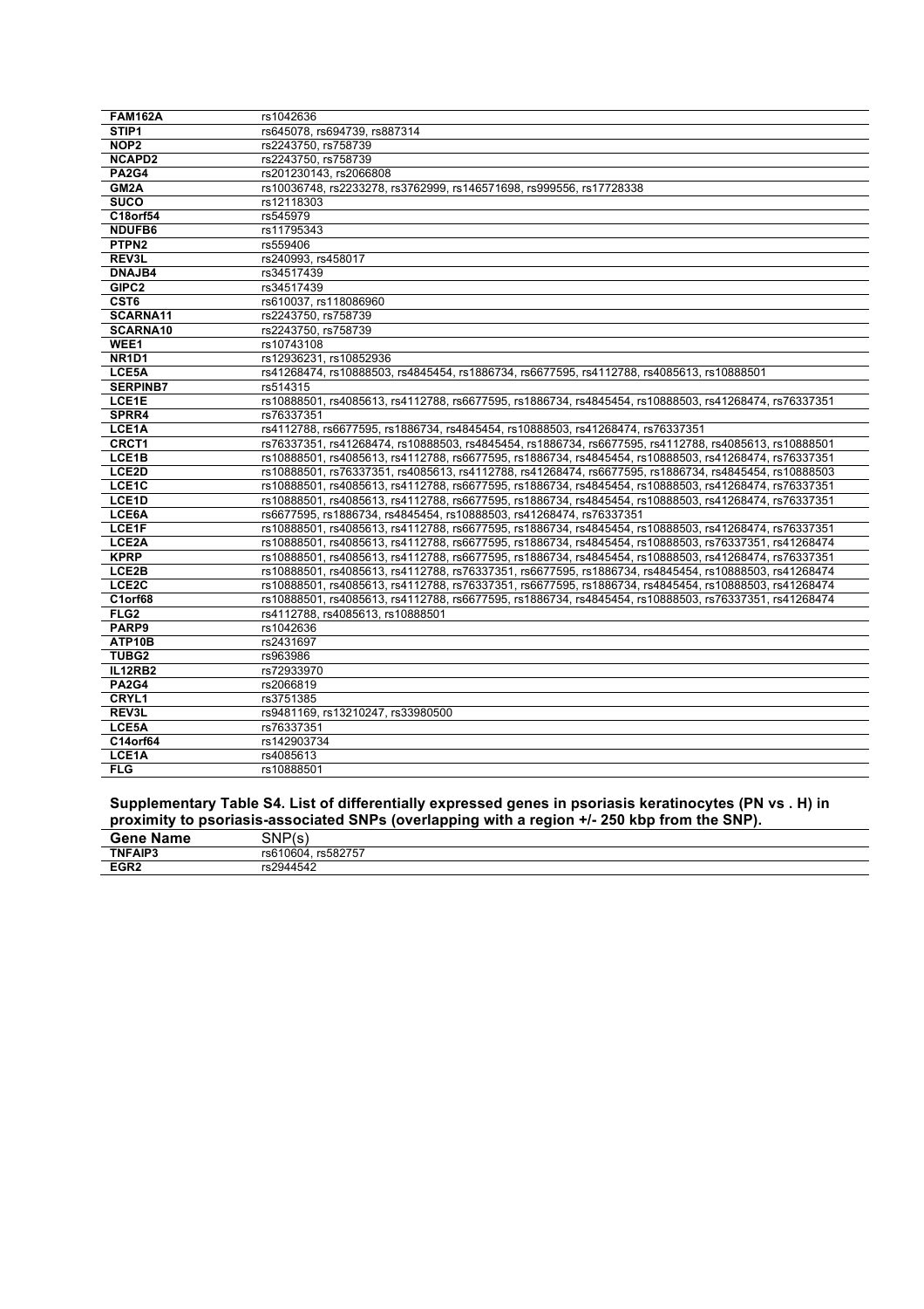| | |
|---|---|
| **FAM162A** | rs1042636 |
| **STIP1** | rs645078, rs694739, rs887314 |
| **NOP2** | rs2243750, rs758739 |
| **NCAPD2** | rs2243750, rs758739 |
| **PA2G4** | rs201230143, rs2066808 |
| **GM2A** | rs10036748, rs2233278, rs3762999, rs146571698, rs999556, rs17728338 |
| **SUCO** | rs12118303 |
| **C18orf54** | rs545979 |
| **NDUFB6** | rs11795343 |
| **PTPN2** | rs559406 |
| **REV3L** | rs240993, rs458017 |
| **DNAJB4** | rs34517439 |
| **GIPC2** | rs34517439 |
| **CST6** | rs610037, rs118086960 |
| **SCARNA11** | rs2243750, rs758739 |
| **SCARNA10** | rs2243750, rs758739 |
| **WEE1** | rs10743108 |
| **NR1D1** | rs12936231, rs10852936 |
| **LCE5A** | rs41268474, rs10888503, rs4845454, rs1886734, rs6677595, rs4112788, rs4085613, rs10888501 |
| **SERPINB7** | rs514315 |
| **LCE1E** | rs10888501, rs4085613, rs4112788, rs6677595, rs1886734, rs4845454, rs10888503, rs41268474, rs76337351 |
| **SPRR4** | rs76337351 |
| **LCE1A** | rs4112788, rs6677595, rs1886734, rs4845454, rs10888503, rs41268474, rs76337351 |
| **CRCT1** | rs76337351, rs41268474, rs10888503, rs4845454, rs1886734, rs6677595, rs4112788, rs4085613, rs10888501 |
| **LCE1B** | rs10888501, rs4085613, rs4112788, rs6677595, rs1886734, rs4845454, rs10888503, rs41268474, rs76337351 |
| **LCE2D** | rs10888501, rs76337351, rs4085613, rs4112788, rs41268474, rs6677595, rs1886734, rs4845454, rs10888503 |
| **LCE1C** | rs10888501, rs4085613, rs4112788, rs6677595, rs1886734, rs4845454, rs10888503, rs41268474, rs76337351 |
| **LCE1D** | rs10888501, rs4085613, rs4112788, rs6677595, rs1886734, rs4845454, rs10888503, rs41268474, rs76337351 |
| **LCE6A** | rs6677595, rs1886734, rs4845454, rs10888503, rs41268474, rs76337351 |
| **LCE1F** | rs10888501, rs4085613, rs4112788, rs6677595, rs1886734, rs4845454, rs10888503, rs41268474, rs76337351 |
| **LCE2A** | rs10888501, rs4085613, rs4112788, rs6677595, rs1886734, rs4845454, rs10888503, rs76337351, rs41268474 |
| **KPRP** | rs10888501, rs4085613, rs4112788, rs6677595, rs1886734, rs4845454, rs10888503, rs41268474, rs76337351 |
| **LCE2B** | rs10888501, rs4085613, rs4112788, rs76337351, rs6677595, rs1886734, rs4845454, rs10888503, rs41268474 |
| **LCE2C** | rs10888501, rs4085613, rs4112788, rs76337351, rs6677595, rs1886734, rs4845454, rs10888503, rs41268474 |
| **C1orf68** | rs10888501, rs4085613, rs4112788, rs6677595, rs1886734, rs4845454, rs10888503, rs76337351, rs41268474 |
| **FLG2** | rs4112788, rs4085613, rs10888501 |
| **PARP9** | rs1042636 |
| **ATP10B** | rs2431697 |
| **TUBG2** | rs963986 |
| **IL12RB2** | rs72933970 |
| **PA2G4** | rs2066819 |
| **CRYL1** | rs3751385 |
| **REV3L** | rs9481169, rs13210247, rs33980500 |
| **LCE5A** | rs76337351 |
| **C14orf64** | rs142903734 |
| **LCE1A** | rs4085613 |
| **FLG** | rs10888501 |

**Supplementary Table S4. List of differentially expressed genes in psoriasis keratinocytes (PN vs . H) in proximity to psoriasis-associated SNPs (overlapping with a region +/- 250 kbp from the SNP).**

| Gene Name | SNP(s) |
|---|---|
| **TNFAIP3** | rs610604, rs582757 |
| **EGR2** | rs2944542 |